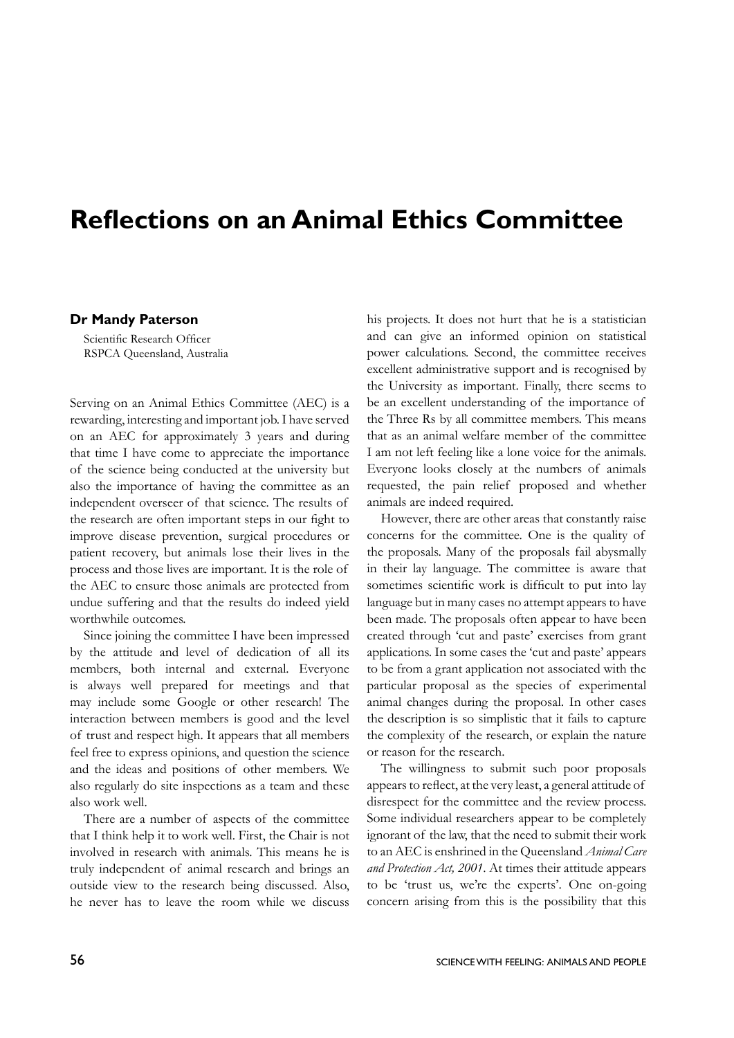# Reflections on an Animal Ethics Committee

**Dr Mandy Paterson**

Scientific Research Officer
RSPCA Queensland, Australia

Serving on an Animal Ethics Committee (AEC) is a rewarding, interesting and important job. I have served on an AEC for approximately 3 years and during that time I have come to appreciate the importance of the science being conducted at the university but also the importance of having the committee as an independent overseer of that science. The results of the research are often important steps in our fight to improve disease prevention, surgical procedures or patient recovery, but animals lose their lives in the process and those lives are important. It is the role of the AEC to ensure those animals are protected from undue suffering and that the results do indeed yield worthwhile outcomes.

Since joining the committee I have been impressed by the attitude and level of dedication of all its members, both internal and external. Everyone is always well prepared for meetings and that may include some Google or other research! The interaction between members is good and the level of trust and respect high. It appears that all members feel free to express opinions, and question the science and the ideas and positions of other members. We also regularly do site inspections as a team and these also work well.

There are a number of aspects of the committee that I think help it to work well. First, the Chair is not involved in research with animals. This means he is truly independent of animal research and brings an outside view to the research being discussed. Also, he never has to leave the room while we discuss his projects. It does not hurt that he is a statistician and can give an informed opinion on statistical power calculations. Second, the committee receives excellent administrative support and is recognised by the University as important. Finally, there seems to be an excellent understanding of the importance of the Three Rs by all committee members. This means that as an animal welfare member of the committee I am not left feeling like a lone voice for the animals. Everyone looks closely at the numbers of animals requested, the pain relief proposed and whether animals are indeed required.

However, there are other areas that constantly raise concerns for the committee. One is the quality of the proposals. Many of the proposals fail abysmally in their lay language. The committee is aware that sometimes scientific work is difficult to put into lay language but in many cases no attempt appears to have been made. The proposals often appear to have been created through 'cut and paste' exercises from grant applications. In some cases the 'cut and paste' appears to be from a grant application not associated with the particular proposal as the species of experimental animal changes during the proposal. In other cases the description is so simplistic that it fails to capture the complexity of the research, or explain the nature or reason for the research.

The willingness to submit such poor proposals appears to reflect, at the very least, a general attitude of disrespect for the committee and the review process. Some individual researchers appear to be completely ignorant of the law, that the need to submit their work to an AEC is enshrined in the Queensland *Animal Care and Protection Act, 2001*. At times their attitude appears to be 'trust us, we're the experts'. One on-going concern arising from this is the possibility that this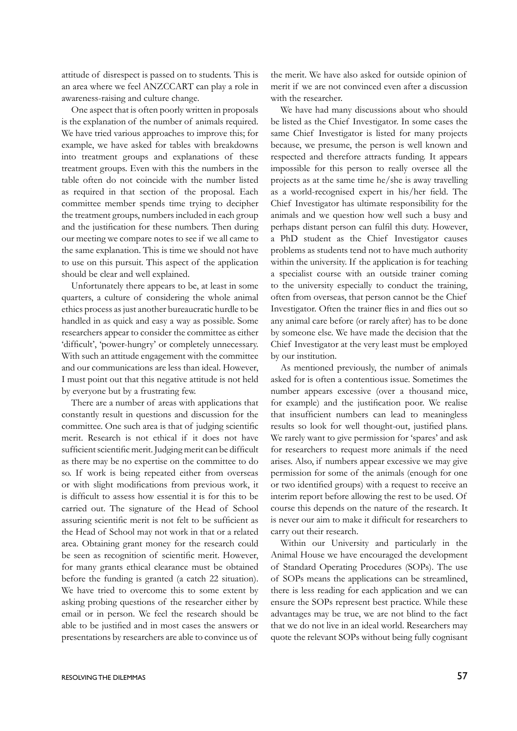attitude of disrespect is passed on to students. This is an area where we feel ANZCCART can play a role in awareness-raising and culture change.

One aspect that is often poorly written in proposals is the explanation of the number of animals required. We have tried various approaches to improve this; for example, we have asked for tables with breakdowns into treatment groups and explanations of these treatment groups. Even with this the numbers in the table often do not coincide with the number listed as required in that section of the proposal. Each committee member spends time trying to decipher the treatment groups, numbers included in each group and the justification for these numbers. Then during our meeting we compare notes to see if we all came to the same explanation. This is time we should not have to use on this pursuit. This aspect of the application should be clear and well explained.

Unfortunately there appears to be, at least in some quarters, a culture of considering the whole animal ethics process as just another bureaucratic hurdle to be handled in as quick and easy a way as possible. Some researchers appear to consider the committee as either 'difficult', 'power-hungry' or completely unnecessary. With such an attitude engagement with the committee and our communications are less than ideal. However, I must point out that this negative attitude is not held by everyone but by a frustrating few.

There are a number of areas with applications that constantly result in questions and discussion for the committee. One such area is that of judging scientific merit. Research is not ethical if it does not have sufficient scientific merit. Judging merit can be difficult as there may be no expertise on the committee to do so. If work is being repeated either from overseas or with slight modifications from previous work, it is difficult to assess how essential it is for this to be carried out. The signature of the Head of School assuring scientific merit is not felt to be sufficient as the Head of School may not work in that or a related area. Obtaining grant money for the research could be seen as recognition of scientific merit. However, for many grants ethical clearance must be obtained before the funding is granted (a catch 22 situation). We have tried to overcome this to some extent by asking probing questions of the researcher either by email or in person. We feel the research should be able to be justified and in most cases the answers or presentations by researchers are able to convince us of the merit. We have also asked for outside opinion of merit if we are not convinced even after a discussion with the researcher.

We have had many discussions about who should be listed as the Chief Investigator. In some cases the same Chief Investigator is listed for many projects because, we presume, the person is well known and respected and therefore attracts funding. It appears impossible for this person to really oversee all the projects as at the same time he/she is away travelling as a world-recognised expert in his/her field. The Chief Investigator has ultimate responsibility for the animals and we question how well such a busy and perhaps distant person can fulfil this duty. However, a PhD student as the Chief Investigator causes problems as students tend not to have much authority within the university. If the application is for teaching a specialist course with an outside trainer coming to the university especially to conduct the training, often from overseas, that person cannot be the Chief Investigator. Often the trainer flies in and flies out so any animal care before (or rarely after) has to be done by someone else. We have made the decision that the Chief Investigator at the very least must be employed by our institution.

As mentioned previously, the number of animals asked for is often a contentious issue. Sometimes the number appears excessive (over a thousand mice, for example) and the justification poor. We realise that insufficient numbers can lead to meaningless results so look for well thought-out, justified plans. We rarely want to give permission for 'spares' and ask for researchers to request more animals if the need arises. Also, if numbers appear excessive we may give permission for some of the animals (enough for one or two identified groups) with a request to receive an interim report before allowing the rest to be used. Of course this depends on the nature of the research. It is never our aim to make it difficult for researchers to carry out their research.

Within our University and particularly in the Animal House we have encouraged the development of Standard Operating Procedures (SOPs). The use of SOPs means the applications can be streamlined, there is less reading for each application and we can ensure the SOPs represent best practice. While these advantages may be true, we are not blind to the fact that we do not live in an ideal world. Researchers may quote the relevant SOPs without being fully cognisant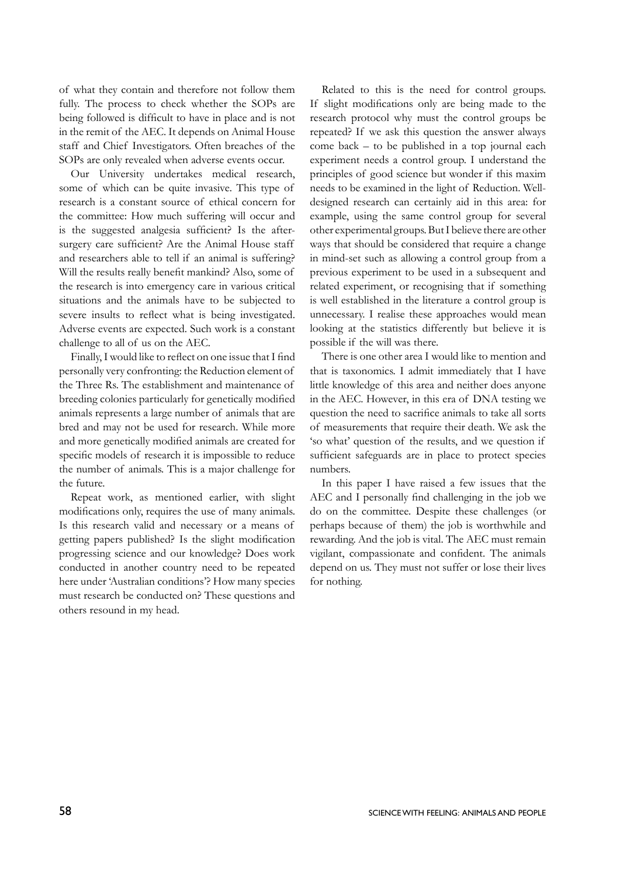of what they contain and therefore not follow them fully. The process to check whether the SOPs are being followed is difficult to have in place and is not in the remit of the AEC. It depends on Animal House staff and Chief Investigators. Often breaches of the SOPs are only revealed when adverse events occur.

Our University undertakes medical research, some of which can be quite invasive. This type of research is a constant source of ethical concern for the committee: How much suffering will occur and is the suggested analgesia sufficient? Is the after-surgery care sufficient? Are the Animal House staff and researchers able to tell if an animal is suffering? Will the results really benefit mankind? Also, some of the research is into emergency care in various critical situations and the animals have to be subjected to severe insults to reflect what is being investigated. Adverse events are expected. Such work is a constant challenge to all of us on the AEC.

Finally, I would like to reflect on one issue that I find personally very confronting: the Reduction element of the Three Rs. The establishment and maintenance of breeding colonies particularly for genetically modified animals represents a large number of animals that are bred and may not be used for research. While more and more genetically modified animals are created for specific models of research it is impossible to reduce the number of animals. This is a major challenge for the future.

Repeat work, as mentioned earlier, with slight modifications only, requires the use of many animals. Is this research valid and necessary or a means of getting papers published? Is the slight modification progressing science and our knowledge? Does work conducted in another country need to be repeated here under 'Australian conditions'? How many species must research be conducted on? These questions and others resound in my head.

Related to this is the need for control groups. If slight modifications only are being made to the research protocol why must the control groups be repeated? If we ask this question the answer always come back – to be published in a top journal each experiment needs a control group. I understand the principles of good science but wonder if this maxim needs to be examined in the light of Reduction. Well-designed research can certainly aid in this area: for example, using the same control group for several other experimental groups. But I believe there are other ways that should be considered that require a change in mind-set such as allowing a control group from a previous experiment to be used in a subsequent and related experiment, or recognising that if something is well established in the literature a control group is unnecessary. I realise these approaches would mean looking at the statistics differently but believe it is possible if the will was there.

There is one other area I would like to mention and that is taxonomics. I admit immediately that I have little knowledge of this area and neither does anyone in the AEC. However, in this era of DNA testing we question the need to sacrifice animals to take all sorts of measurements that require their death. We ask the 'so what' question of the results, and we question if sufficient safeguards are in place to protect species numbers.

In this paper I have raised a few issues that the AEC and I personally find challenging in the job we do on the committee. Despite these challenges (or perhaps because of them) the job is worthwhile and rewarding. And the job is vital. The AEC must remain vigilant, compassionate and confident. The animals depend on us. They must not suffer or lose their lives for nothing.